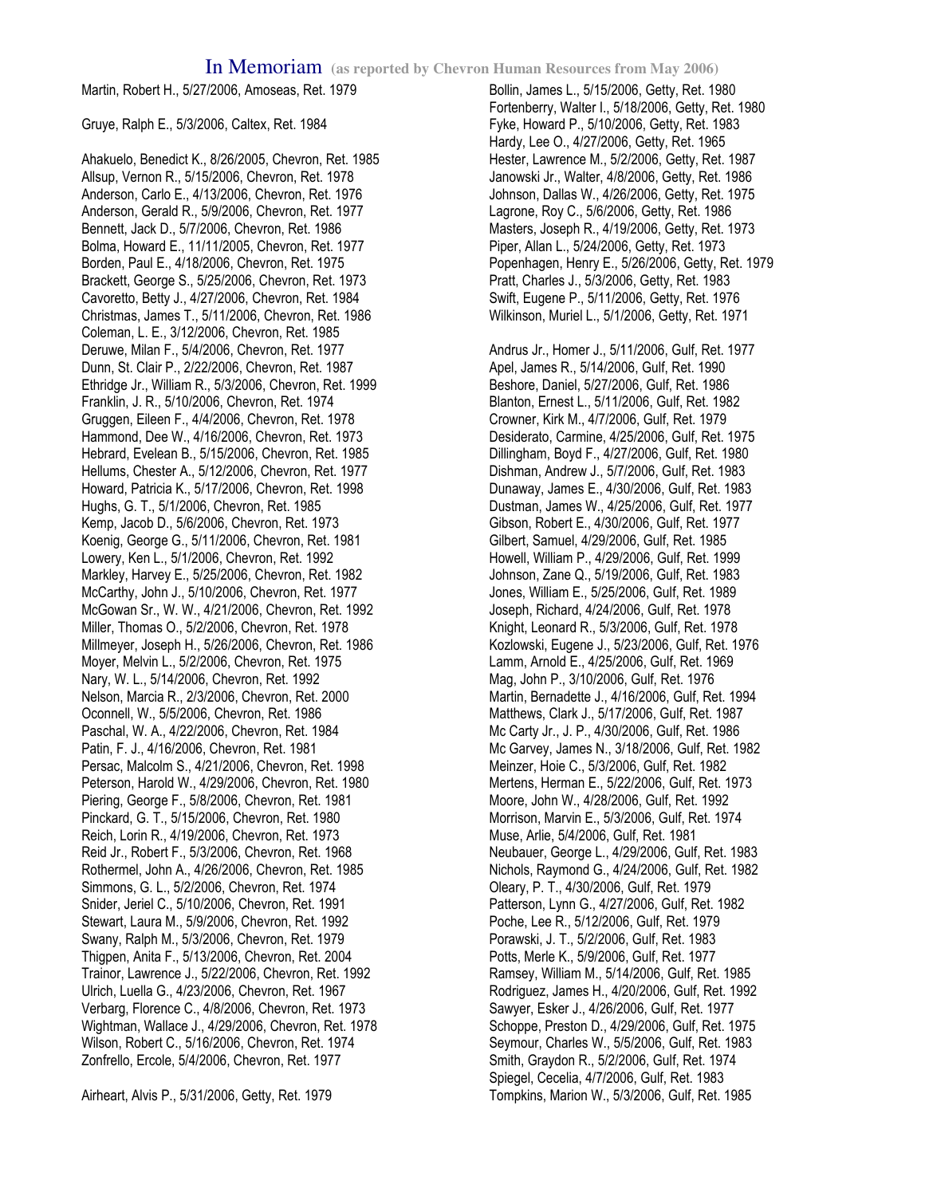# In Memoriam (as reported by Chevron Human Resources from May 2006)

Martin, Robert H., 5/27/2006, Amoseas, Ret. 1979

Gruye, Ralph E., 5/3/2006, Caltex, Ret. 1984

Ahakuelo, Benedict K., 8/26/2005, Chevron, Ret. 1985
Allsup, Vernon R., 5/15/2006, Chevron, Ret. 1978
Anderson, Carlo E., 4/13/2006, Chevron, Ret. 1976
Anderson, Gerald R., 5/9/2006, Chevron, Ret. 1977
Bennett, Jack D., 5/7/2006, Chevron, Ret. 1986
Bolma, Howard E., 11/11/2005, Chevron, Ret. 1977
Borden, Paul E., 4/18/2006, Chevron, Ret. 1975
Brackett, George S., 5/25/2006, Chevron, Ret. 1973
Cavoretto, Betty J., 4/27/2006, Chevron, Ret. 1984
Christmas, James T., 5/11/2006, Chevron, Ret. 1986
Coleman, L. E., 3/12/2006, Chevron, Ret. 1985
Deruwe, Milan F., 5/4/2006, Chevron, Ret. 1977
Dunn, St. Clair P., 2/22/2006, Chevron, Ret. 1987
Ethridge Jr., William R., 5/3/2006, Chevron, Ret. 1999
Franklin, J. R., 5/10/2006, Chevron, Ret. 1974
Gruggen, Eileen F., 4/4/2006, Chevron, Ret. 1978
Hammond, Dee W., 4/16/2006, Chevron, Ret. 1973
Hebrard, Evelean B., 5/15/2006, Chevron, Ret. 1985
Hellums, Chester A., 5/12/2006, Chevron, Ret. 1977
Howard, Patricia K., 5/17/2006, Chevron, Ret. 1998
Hughs, G. T., 5/1/2006, Chevron, Ret. 1985
Kemp, Jacob D., 5/6/2006, Chevron, Ret. 1973
Koenig, George G., 5/11/2006, Chevron, Ret. 1981
Lowery, Ken L., 5/1/2006, Chevron, Ret. 1992
Markley, Harvey E., 5/25/2006, Chevron, Ret. 1982
McCarthy, John J., 5/10/2006, Chevron, Ret. 1977
McGowan Sr., W. W., 4/21/2006, Chevron, Ret. 1992
Miller, Thomas O., 5/2/2006, Chevron, Ret. 1978
Millmeyer, Joseph H., 5/26/2006, Chevron, Ret. 1986
Moyer, Melvin L., 5/2/2006, Chevron, Ret. 1975
Nary, W. L., 5/14/2006, Chevron, Ret. 1992
Nelson, Marcia R., 2/3/2006, Chevron, Ret. 2000
Oconnell, W., 5/5/2006, Chevron, Ret. 1986
Paschal, W. A., 4/22/2006, Chevron, Ret. 1984
Patin, F. J., 4/16/2006, Chevron, Ret. 1981
Persac, Malcolm S., 4/21/2006, Chevron, Ret. 1998
Peterson, Harold W., 4/29/2006, Chevron, Ret. 1980
Piering, George F., 5/8/2006, Chevron, Ret. 1981
Pinckard, G. T., 5/15/2006, Chevron, Ret. 1980
Reich, Lorin R., 4/19/2006, Chevron, Ret. 1973
Reid Jr., Robert F., 5/3/2006, Chevron, Ret. 1968
Rothermel, John A., 4/26/2006, Chevron, Ret. 1985
Simmons, G. L., 5/2/2006, Chevron, Ret. 1974
Snider, Jeriel C., 5/10/2006, Chevron, Ret. 1991
Stewart, Laura M., 5/9/2006, Chevron, Ret. 1992
Swany, Ralph M., 5/3/2006, Chevron, Ret. 1979
Thigpen, Anita F., 5/13/2006, Chevron, Ret. 2004
Trainor, Lawrence J., 5/22/2006, Chevron, Ret. 1992
Ulrich, Luella G., 4/23/2006, Chevron, Ret. 1967
Verbarg, Florence C., 4/8/2006, Chevron, Ret. 1973
Wightman, Wallace J., 4/29/2006, Chevron, Ret. 1978
Wilson, Robert C., 5/16/2006, Chevron, Ret. 1974
Zonfrello, Ercole, 5/4/2006, Chevron, Ret. 1977

Airheart, Alvis P., 5/31/2006, Getty, Ret. 1979
Bollin, James L., 5/15/2006, Getty, Ret. 1980
Fortenberry, Walter I., 5/18/2006, Getty, Ret. 1980
Fyke, Howard P., 5/10/2006, Getty, Ret. 1983
Hardy, Lee O., 4/27/2006, Getty, Ret. 1965
Hester, Lawrence M., 5/2/2006, Getty, Ret. 1987
Janowski Jr., Walter, 4/8/2006, Getty, Ret. 1986
Johnson, Dallas W., 4/26/2006, Getty, Ret. 1975
Lagrone, Roy C., 5/6/2006, Getty, Ret. 1986
Masters, Joseph R., 4/19/2006, Getty, Ret. 1973
Piper, Allan L., 5/24/2006, Getty, Ret. 1973
Popenhagen, Henry E., 5/26/2006, Getty, Ret. 1979
Pratt, Charles J., 5/3/2006, Getty, Ret. 1983
Swift, Eugene P., 5/11/2006, Getty, Ret. 1976
Wilkinson, Muriel L., 5/1/2006, Getty, Ret. 1971

Andrus Jr., Homer J., 5/11/2006, Gulf, Ret. 1977
Apel, James R., 5/14/2006, Gulf, Ret. 1990
Beshore, Daniel, 5/27/2006, Gulf, Ret. 1986
Blanton, Ernest L., 5/11/2006, Gulf, Ret. 1982
Crowner, Kirk M., 4/7/2006, Gulf, Ret. 1979
Desiderato, Carmine, 4/25/2006, Gulf, Ret. 1975
Dillingham, Boyd F., 4/27/2006, Gulf, Ret. 1980
Dishman, Andrew J., 5/7/2006, Gulf, Ret. 1983
Dunaway, James E., 4/30/2006, Gulf, Ret. 1983
Dustman, James W., 4/25/2006, Gulf, Ret. 1977
Gibson, Robert E., 4/30/2006, Gulf, Ret. 1977
Gilbert, Samuel, 4/29/2006, Gulf, Ret. 1985
Howell, William P., 4/29/2006, Gulf, Ret. 1999
Johnson, Zane Q., 5/19/2006, Gulf, Ret. 1983
Jones, William E., 5/25/2006, Gulf, Ret. 1989
Joseph, Richard, 4/24/2006, Gulf, Ret. 1978
Knight, Leonard R., 5/3/2006, Gulf, Ret. 1978
Kozlowski, Eugene J., 5/23/2006, Gulf, Ret. 1976
Lamm, Arnold E., 4/25/2006, Gulf, Ret. 1969
Mag, John P., 3/10/2006, Gulf, Ret. 1976
Martin, Bernadette J., 4/16/2006, Gulf, Ret. 1994
Matthews, Clark J., 5/17/2006, Gulf, Ret. 1987
Mc Carty Jr., J. P., 4/30/2006, Gulf, Ret. 1986
Mc Garvey, James N., 3/18/2006, Gulf, Ret. 1982
Meinzer, Hoie C., 5/3/2006, Gulf, Ret. 1982
Mertens, Herman E., 5/22/2006, Gulf, Ret. 1973
Moore, John W., 4/28/2006, Gulf, Ret. 1992
Morrison, Marvin E., 5/3/2006, Gulf, Ret. 1974
Muse, Arlie, 5/4/2006, Gulf, Ret. 1981
Neubauer, George L., 4/29/2006, Gulf, Ret. 1983
Nichols, Raymond G., 4/24/2006, Gulf, Ret. 1982
Oleary, P. T., 4/30/2006, Gulf, Ret. 1979
Patterson, Lynn G., 4/27/2006, Gulf, Ret. 1982
Poche, Lee R., 5/12/2006, Gulf, Ret. 1979
Porawski, J. T., 5/2/2006, Gulf, Ret. 1983
Potts, Merle K., 5/9/2006, Gulf, Ret. 1977
Ramsey, William M., 5/14/2006, Gulf, Ret. 1985
Rodriguez, James H., 4/20/2006, Gulf, Ret. 1992
Sawyer, Esker J., 4/26/2006, Gulf, Ret. 1977
Schoppe, Preston D., 4/29/2006, Gulf, Ret. 1975
Seymour, Charles W., 5/5/2006, Gulf, Ret. 1983
Smith, Graydon R., 5/2/2006, Gulf, Ret. 1974
Spiegel, Cecelia, 4/7/2006, Gulf, Ret. 1983
Tompkins, Marion W., 5/3/2006, Gulf, Ret. 1985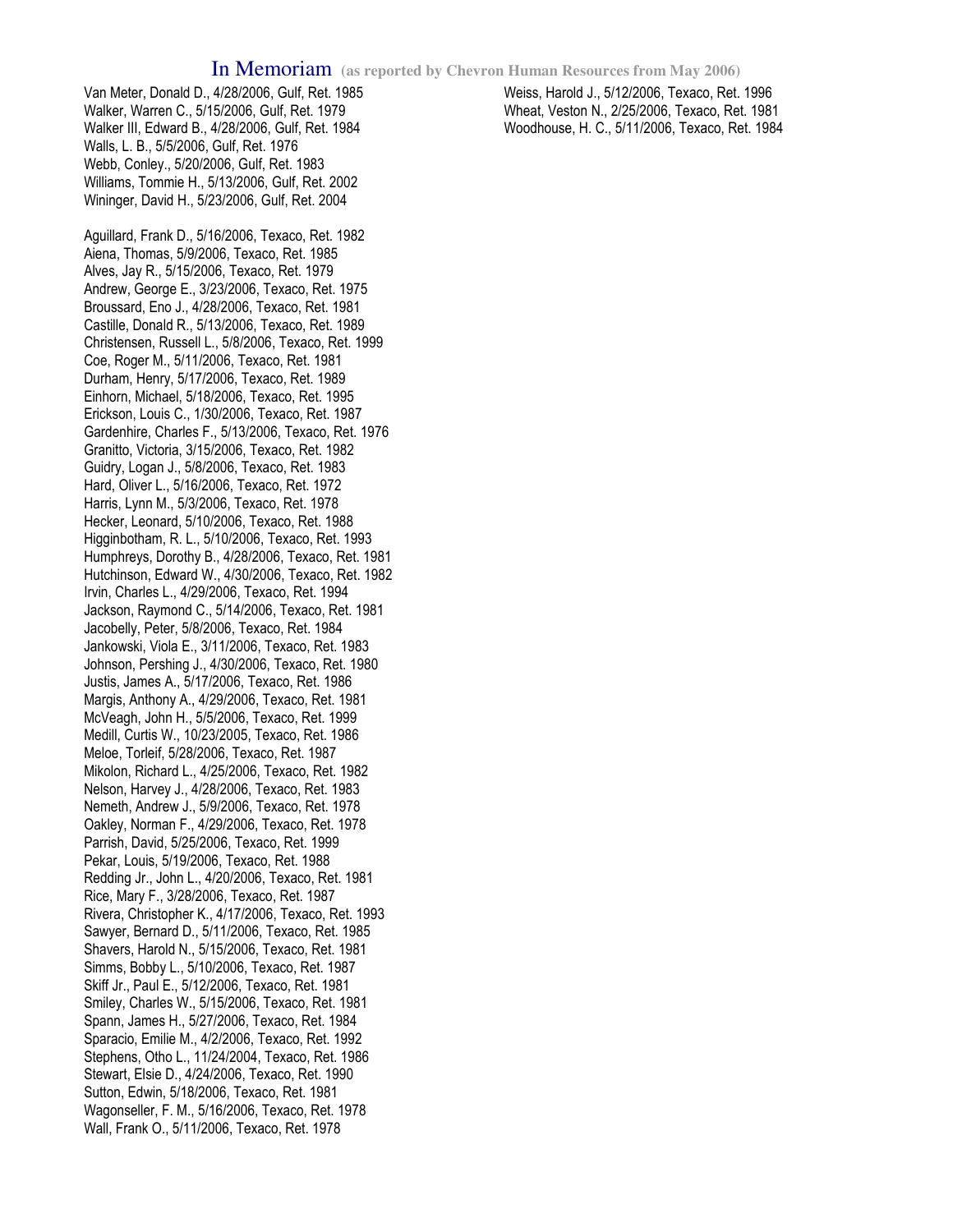# In Memoriam (as reported by Chevron Human Resources from May 2006)

Van Meter, Donald D., 4/28/2006, Gulf, Ret. 1985
Walker, Warren C., 5/15/2006, Gulf, Ret. 1979
Walker III, Edward B., 4/28/2006, Gulf, Ret. 1984
Walls, L. B., 5/5/2006, Gulf, Ret. 1976
Webb, Conley., 5/20/2006, Gulf, Ret. 1983
Williams, Tommie H., 5/13/2006, Gulf, Ret. 2002
Wininger, David H., 5/23/2006, Gulf, Ret. 2004

Aguillard, Frank D., 5/16/2006, Texaco, Ret. 1982
Aiena, Thomas, 5/9/2006, Texaco, Ret. 1985
Alves, Jay R., 5/15/2006, Texaco, Ret. 1979
Andrew, George E., 3/23/2006, Texaco, Ret. 1975
Broussard, Eno J., 4/28/2006, Texaco, Ret. 1981
Castille, Donald R., 5/13/2006, Texaco, Ret. 1989
Christensen, Russell L., 5/8/2006, Texaco, Ret. 1999
Coe, Roger M., 5/11/2006, Texaco, Ret. 1981
Durham, Henry, 5/17/2006, Texaco, Ret. 1989
Einhorn, Michael, 5/18/2006, Texaco, Ret. 1995
Erickson, Louis C., 1/30/2006, Texaco, Ret. 1987
Gardenhire, Charles F., 5/13/2006, Texaco, Ret. 1976
Granitto, Victoria, 3/15/2006, Texaco, Ret. 1982
Guidry, Logan J., 5/8/2006, Texaco, Ret. 1983
Hard, Oliver L., 5/16/2006, Texaco, Ret. 1972
Harris, Lynn M., 5/3/2006, Texaco, Ret. 1978
Hecker, Leonard, 5/10/2006, Texaco, Ret. 1988
Higginbotham, R. L., 5/10/2006, Texaco, Ret. 1993
Humphreys, Dorothy B., 4/28/2006, Texaco, Ret. 1981
Hutchinson, Edward W., 4/30/2006, Texaco, Ret. 1982
Irvin, Charles L., 4/29/2006, Texaco, Ret. 1994
Jackson, Raymond C., 5/14/2006, Texaco, Ret. 1981
Jacobelly, Peter, 5/8/2006, Texaco, Ret. 1984
Jankowski, Viola E., 3/11/2006, Texaco, Ret. 1983
Johnson, Pershing J., 4/30/2006, Texaco, Ret. 1980
Justis, James A., 5/17/2006, Texaco, Ret. 1986
Margis, Anthony A., 4/29/2006, Texaco, Ret. 1981
McVeagh, John H., 5/5/2006, Texaco, Ret. 1999
Medill, Curtis W., 10/23/2005, Texaco, Ret. 1986
Meloe, Torleif, 5/28/2006, Texaco, Ret. 1987
Mikolon, Richard L., 4/25/2006, Texaco, Ret. 1982
Nelson, Harvey J., 4/28/2006, Texaco, Ret. 1983
Nemeth, Andrew J., 5/9/2006, Texaco, Ret. 1978
Oakley, Norman F., 4/29/2006, Texaco, Ret. 1978
Parrish, David, 5/25/2006, Texaco, Ret. 1999
Pekar, Louis, 5/19/2006, Texaco, Ret. 1988
Redding Jr., John L., 4/20/2006, Texaco, Ret. 1981
Rice, Mary F., 3/28/2006, Texaco, Ret. 1987
Rivera, Christopher K., 4/17/2006, Texaco, Ret. 1993
Sawyer, Bernard D., 5/11/2006, Texaco, Ret. 1985
Shavers, Harold N., 5/15/2006, Texaco, Ret. 1981
Simms, Bobby L., 5/10/2006, Texaco, Ret. 1987
Skiff Jr., Paul E., 5/12/2006, Texaco, Ret. 1981
Smiley, Charles W., 5/15/2006, Texaco, Ret. 1981
Spann, James H., 5/27/2006, Texaco, Ret. 1984
Sparacio, Emilie M., 4/2/2006, Texaco, Ret. 1992
Stephens, Otho L., 11/24/2004, Texaco, Ret. 1986
Stewart, Elsie D., 4/24/2006, Texaco, Ret. 1990
Sutton, Edwin, 5/18/2006, Texaco, Ret. 1981
Wagonseller, F. M., 5/16/2006, Texaco, Ret. 1978
Wall, Frank O., 5/11/2006, Texaco, Ret. 1978
Weiss, Harold J., 5/12/2006, Texaco, Ret. 1996
Wheat, Veston N., 2/25/2006, Texaco, Ret. 1981
Woodhouse, H. C., 5/11/2006, Texaco, Ret. 1984